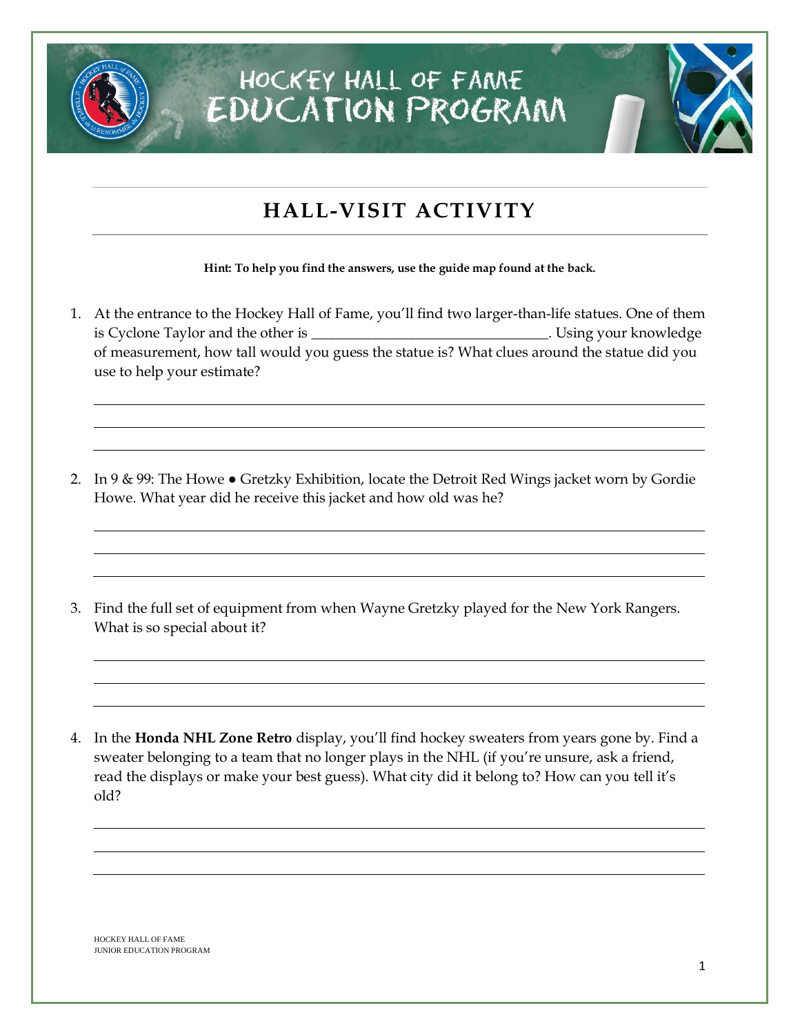# HOCKEY HALL OF FAME EDUCATION PROGRAM

## HALL-VISIT ACTIVITY

**Hint: To help you find the answers, use the guide map found at the back.**

1. At the entrance to the Hockey Hall of Fame, you'll find two larger-than-life statues. One of them is Cyclone Taylor and the other is _______________________________. Using your knowledge of measurement, how tall would you guess the statue is? What clues around the statue did you use to help your estimate?

_______________________________________________________________________________

_______________________________________________________________________________

_______________________________________________________________________________

2. In 9 & 99: The Howe ● Gretzky Exhibition, locate the Detroit Red Wings jacket worn by Gordie Howe. What year did he receive this jacket and how old was he?

_______________________________________________________________________________

_______________________________________________________________________________

_______________________________________________________________________________

3. Find the full set of equipment from when Wayne Gretzky played for the New York Rangers. What is so special about it?

_______________________________________________________________________________

_______________________________________________________________________________

_______________________________________________________________________________

4. In the **Honda NHL Zone Retro** display, you'll find hockey sweaters from years gone by. Find a sweater belonging to a team that no longer plays in the NHL (if you're unsure, ask a friend, read the displays or make your best guess). What city did it belong to? How can you tell it's old?

_______________________________________________________________________________

_______________________________________________________________________________

_______________________________________________________________________________

HOCKEY HALL OF FAME
JUNIOR EDUCATION PROGRAM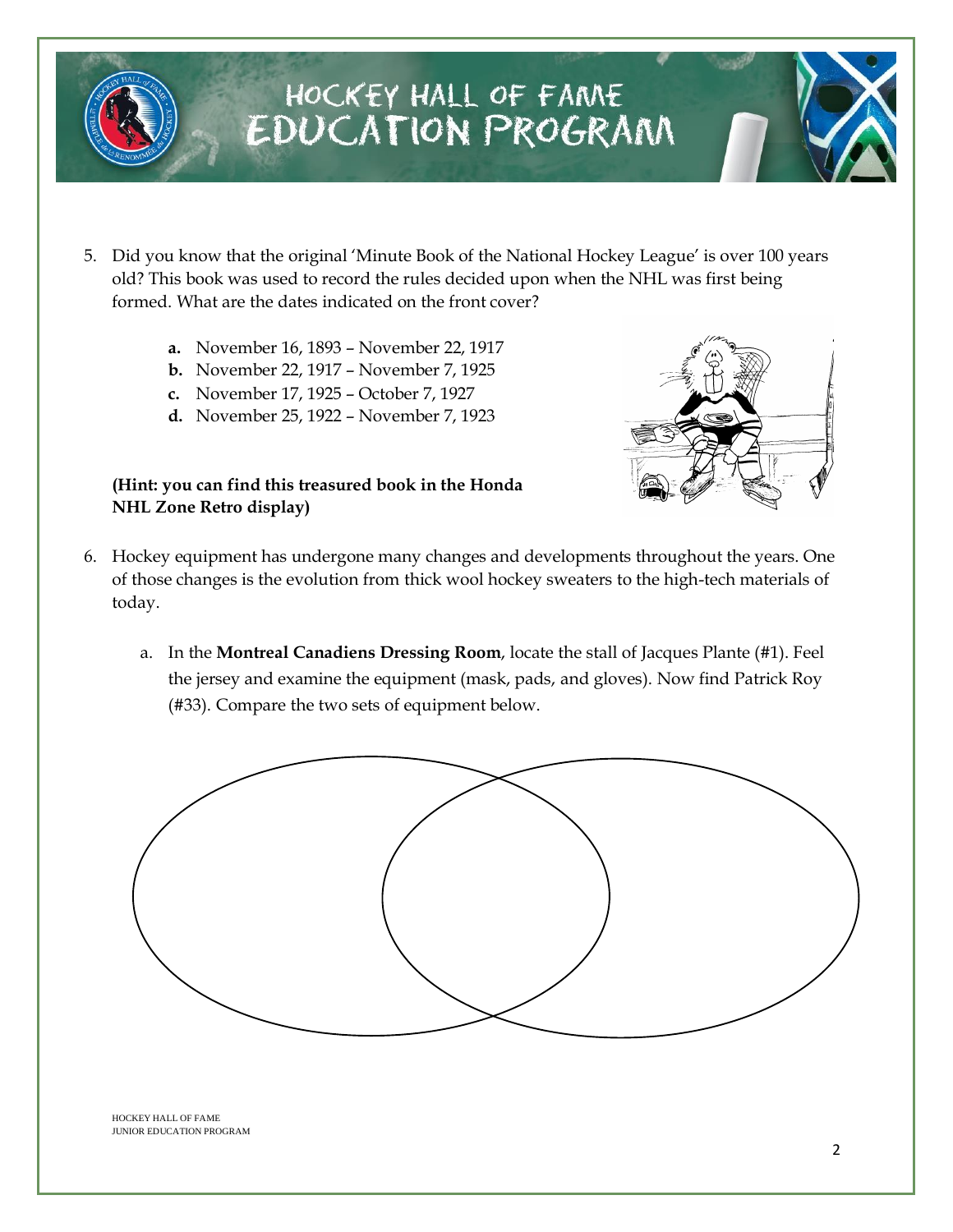5. Did you know that the original 'Minute Book of the National Hockey League' is over 100 years old? This book was used to record the rules decided upon when the NHL was first being formed. What are the dates indicated on the front cover?

   **a.** November 16, 1893 – November 22, 1917
   **b.** November 22, 1917 – November 7, 1925
   **c.** November 17, 1925 – October 7, 1927
   **d.** November 25, 1922 – November 7, 1923

   **(Hint: you can find this treasured book in the Honda NHL Zone Retro display)**

6. Hockey equipment has undergone many changes and developments throughout the years. One of those changes is the evolution from thick wool hockey sweaters to the high-tech materials of today.

   a. In the **Montreal Canadiens Dressing Room**, locate the stall of Jacques Plante (#1). Feel the jersey and examine the equipment (mask, pads, and gloves). Now find Patrick Roy (#33). Compare the two sets of equipment below.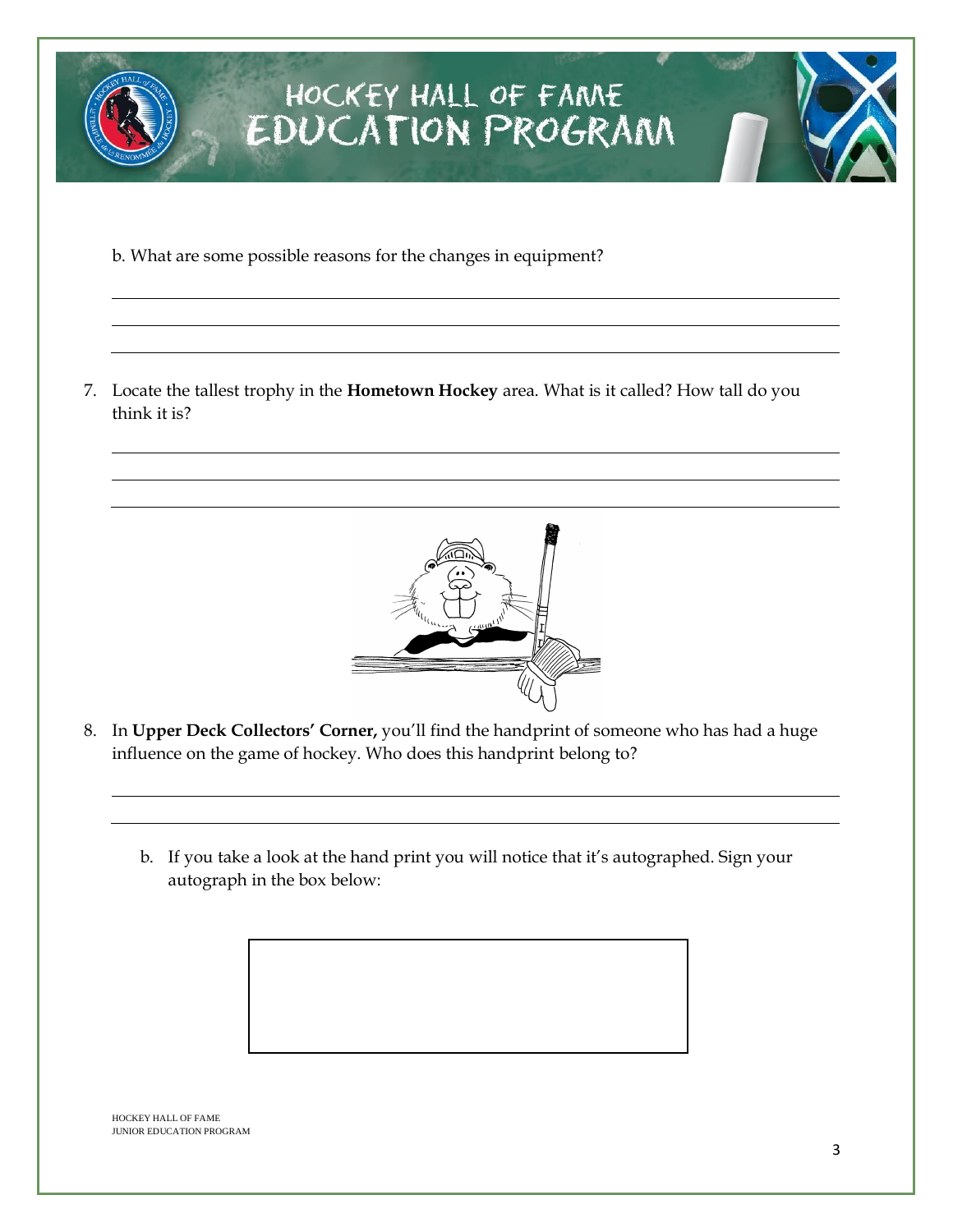b. What are some possible reasons for the changes in equipment?

7. Locate the tallest trophy in the **Hometown Hockey** area. What is it called? How tall do you think it is?

8. In **Upper Deck Collectors' Corner,** you'll find the handprint of someone who has had a huge influence on the game of hockey. Who does this handprint belong to?

   b. If you take a look at the hand print you will notice that it's autographed. Sign your autograph in the box below:

HOCKEY HALL OF FAME
JUNIOR EDUCATION PROGRAM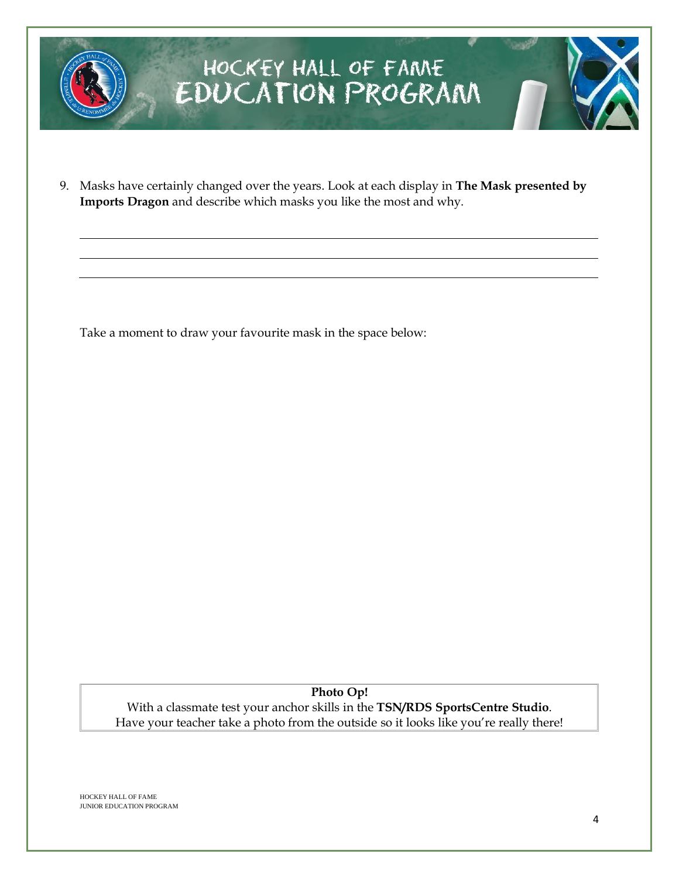9. Masks have certainly changed over the years. Look at each display in **The Mask presented by Imports Dragon** and describe which masks you like the most and why.

\_\_\_\_\_\_\_\_\_\_\_\_\_\_\_\_\_\_\_\_\_\_\_\_\_\_\_\_\_\_\_\_\_\_\_\_\_\_\_\_\_\_\_\_\_\_\_\_\_\_\_\_\_\_\_\_\_\_\_\_\_\_\_\_\_\_\_\_\_\_\_\_

\_\_\_\_\_\_\_\_\_\_\_\_\_\_\_\_\_\_\_\_\_\_\_\_\_\_\_\_\_\_\_\_\_\_\_\_\_\_\_\_\_\_\_\_\_\_\_\_\_\_\_\_\_\_\_\_\_\_\_\_\_\_\_\_\_\_\_\_\_\_\_\_

\_\_\_\_\_\_\_\_\_\_\_\_\_\_\_\_\_\_\_\_\_\_\_\_\_\_\_\_\_\_\_\_\_\_\_\_\_\_\_\_\_\_\_\_\_\_\_\_\_\_\_\_\_\_\_\_\_\_\_\_\_\_\_\_\_\_\_\_\_\_\_\_

Take a moment to draw your favourite mask in the space below:

**Photo Op!**

With a classmate test your anchor skills in the **TSN/RDS SportsCentre Studio**.
Have your teacher take a photo from the outside so it looks like you're really there!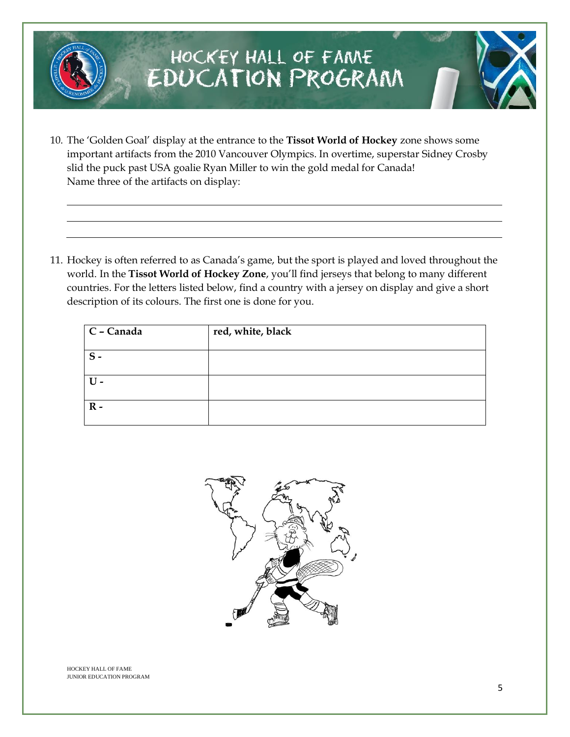10. The 'Golden Goal' display at the entrance to the **Tissot World of Hockey** zone shows some important artifacts from the 2010 Vancouver Olympics. In overtime, superstar Sidney Crosby slid the puck past USA goalie Ryan Miller to win the gold medal for Canada!
    Name three of the artifacts on display:

    ______________________________________________

    ______________________________________________

    ______________________________________________

11. Hockey is often referred to as Canada's game, but the sport is played and loved throughout the world. In the **Tissot World of Hockey Zone**, you'll find jerseys that belong to many different countries. For the letters listed below, find a country with a jersey on display and give a short description of its colours. The first one is done for you.

| **C – Canada** | **red, white, black** |
|---|---|
| **S -** | |
| **U -** | |
| **R -** | |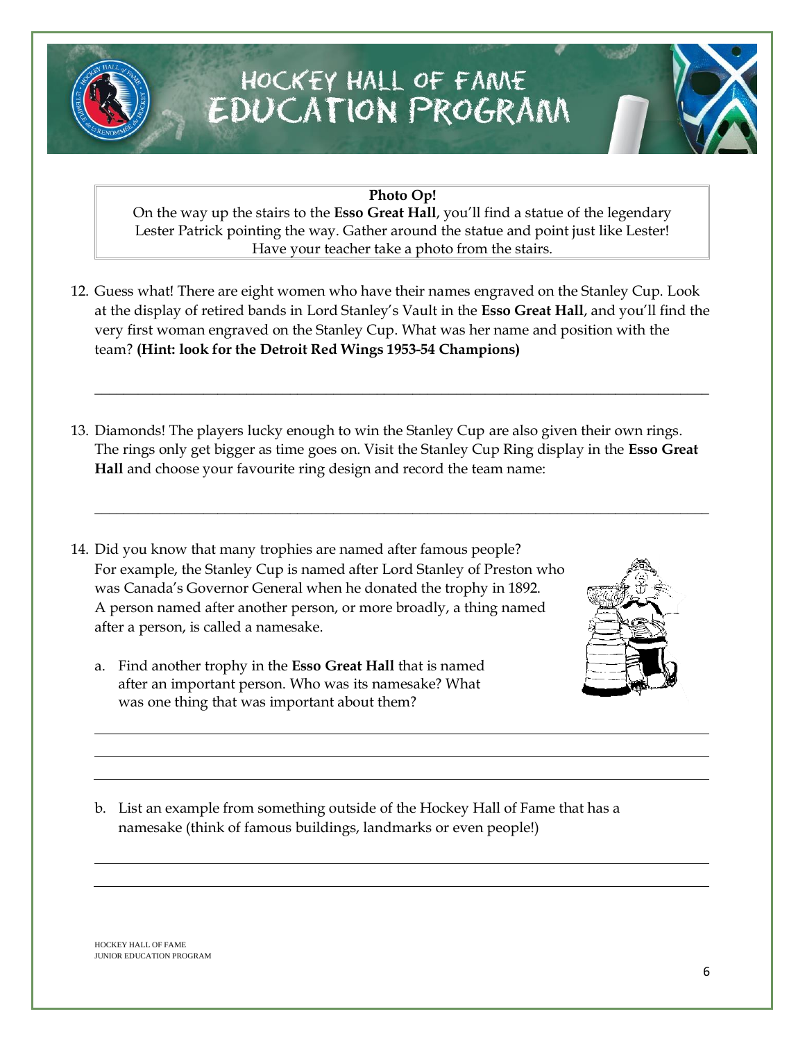# HOCKEY HALL OF FAME EDUCATION PROGRAM

**Photo Op!**
On the way up the stairs to the **Esso Great Hall**, you'll find a statue of the legendary Lester Patrick pointing the way. Gather around the statue and point just like Lester! Have your teacher take a photo from the stairs.

12. Guess what! There are eight women who have their names engraved on the Stanley Cup. Look at the display of retired bands in Lord Stanley's Vault in the **Esso Great Hall**, and you'll find the very first woman engraved on the Stanley Cup. What was her name and position with the team? **(Hint: look for the Detroit Red Wings 1953-54 Champions)**

_______________________________________________________________________________

13. Diamonds! The players lucky enough to win the Stanley Cup are also given their own rings. The rings only get bigger as time goes on. Visit the Stanley Cup Ring display in the **Esso Great Hall** and choose your favourite ring design and record the team name:

_______________________________________________________________________________

14. Did you know that many trophies are named after famous people? For example, the Stanley Cup is named after Lord Stanley of Preston who was Canada's Governor General when he donated the trophy in 1892. A person named after another person, or more broadly, a thing named after a person, is called a namesake.

    a. Find another trophy in the **Esso Great Hall** that is named after an important person. Who was its namesake? What was one thing that was important about them?

    _______________________________________________________________________________

    _______________________________________________________________________________

    _______________________________________________________________________________

    b. List an example from something outside of the Hockey Hall of Fame that has a namesake (think of famous buildings, landmarks or even people!)

    _______________________________________________________________________________

    _______________________________________________________________________________

HOCKEY HALL OF FAME
JUNIOR EDUCATION PROGRAM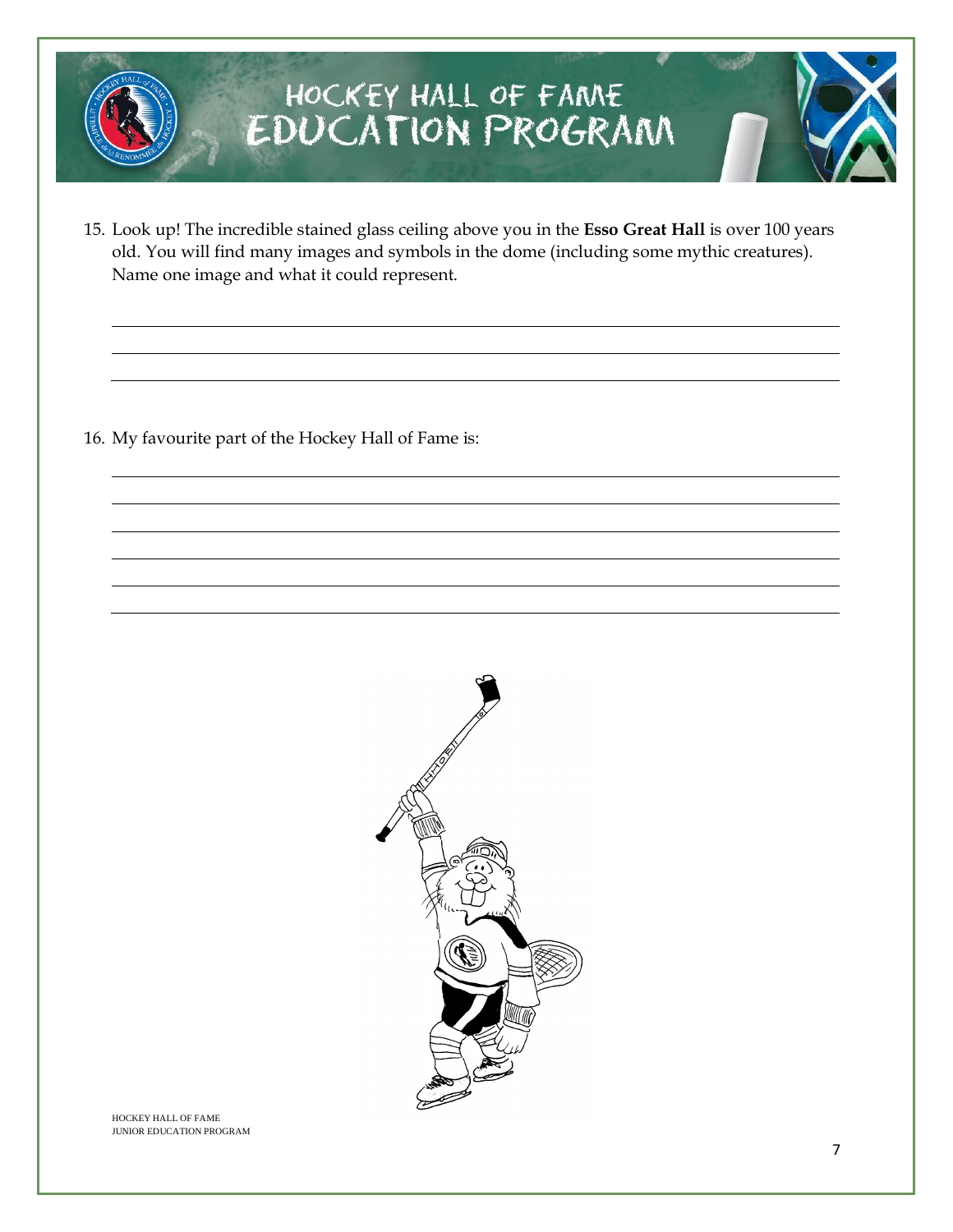# HOCKEY HALL OF FAME EDUCATION PROGRAM

15. Look up! The incredible stained glass ceiling above you in the **Esso Great Hall** is over 100 years old. You will find many images and symbols in the dome (including some mythic creatures). Name one image and what it could represent.

\_\_\_\_\_\_\_\_\_\_\_\_\_\_\_\_\_\_\_\_\_\_\_\_\_\_\_\_\_\_\_\_\_\_\_\_\_\_\_\_\_\_\_\_\_\_\_\_\_\_\_\_\_\_\_\_\_\_\_\_\_\_\_\_\_\_\_\_\_\_\_\_\_\_\_\_

\_\_\_\_\_\_\_\_\_\_\_\_\_\_\_\_\_\_\_\_\_\_\_\_\_\_\_\_\_\_\_\_\_\_\_\_\_\_\_\_\_\_\_\_\_\_\_\_\_\_\_\_\_\_\_\_\_\_\_\_\_\_\_\_\_\_\_\_\_\_\_\_\_\_\_\_

\_\_\_\_\_\_\_\_\_\_\_\_\_\_\_\_\_\_\_\_\_\_\_\_\_\_\_\_\_\_\_\_\_\_\_\_\_\_\_\_\_\_\_\_\_\_\_\_\_\_\_\_\_\_\_\_\_\_\_\_\_\_\_\_\_\_\_\_\_\_\_\_\_\_\_\_

16. My favourite part of the Hockey Hall of Fame is:

\_\_\_\_\_\_\_\_\_\_\_\_\_\_\_\_\_\_\_\_\_\_\_\_\_\_\_\_\_\_\_\_\_\_\_\_\_\_\_\_\_\_\_\_\_\_\_\_\_\_\_\_\_\_\_\_\_\_\_\_\_\_\_\_\_\_\_\_\_\_\_\_\_\_\_\_

\_\_\_\_\_\_\_\_\_\_\_\_\_\_\_\_\_\_\_\_\_\_\_\_\_\_\_\_\_\_\_\_\_\_\_\_\_\_\_\_\_\_\_\_\_\_\_\_\_\_\_\_\_\_\_\_\_\_\_\_\_\_\_\_\_\_\_\_\_\_\_\_\_\_\_\_

\_\_\_\_\_\_\_\_\_\_\_\_\_\_\_\_\_\_\_\_\_\_\_\_\_\_\_\_\_\_\_\_\_\_\_\_\_\_\_\_\_\_\_\_\_\_\_\_\_\_\_\_\_\_\_\_\_\_\_\_\_\_\_\_\_\_\_\_\_\_\_\_\_\_\_\_

\_\_\_\_\_\_\_\_\_\_\_\_\_\_\_\_\_\_\_\_\_\_\_\_\_\_\_\_\_\_\_\_\_\_\_\_\_\_\_\_\_\_\_\_\_\_\_\_\_\_\_\_\_\_\_\_\_\_\_\_\_\_\_\_\_\_\_\_\_\_\_\_\_\_\_\_

\_\_\_\_\_\_\_\_\_\_\_\_\_\_\_\_\_\_\_\_\_\_\_\_\_\_\_\_\_\_\_\_\_\_\_\_\_\_\_\_\_\_\_\_\_\_\_\_\_\_\_\_\_\_\_\_\_\_\_\_\_\_\_\_\_\_\_\_\_\_\_\_\_\_\_\_

\_\_\_\_\_\_\_\_\_\_\_\_\_\_\_\_\_\_\_\_\_\_\_\_\_\_\_\_\_\_\_\_\_\_\_\_\_\_\_\_\_\_\_\_\_\_\_\_\_\_\_\_\_\_\_\_\_\_\_\_\_\_\_\_\_\_\_\_\_\_\_\_\_\_\_\_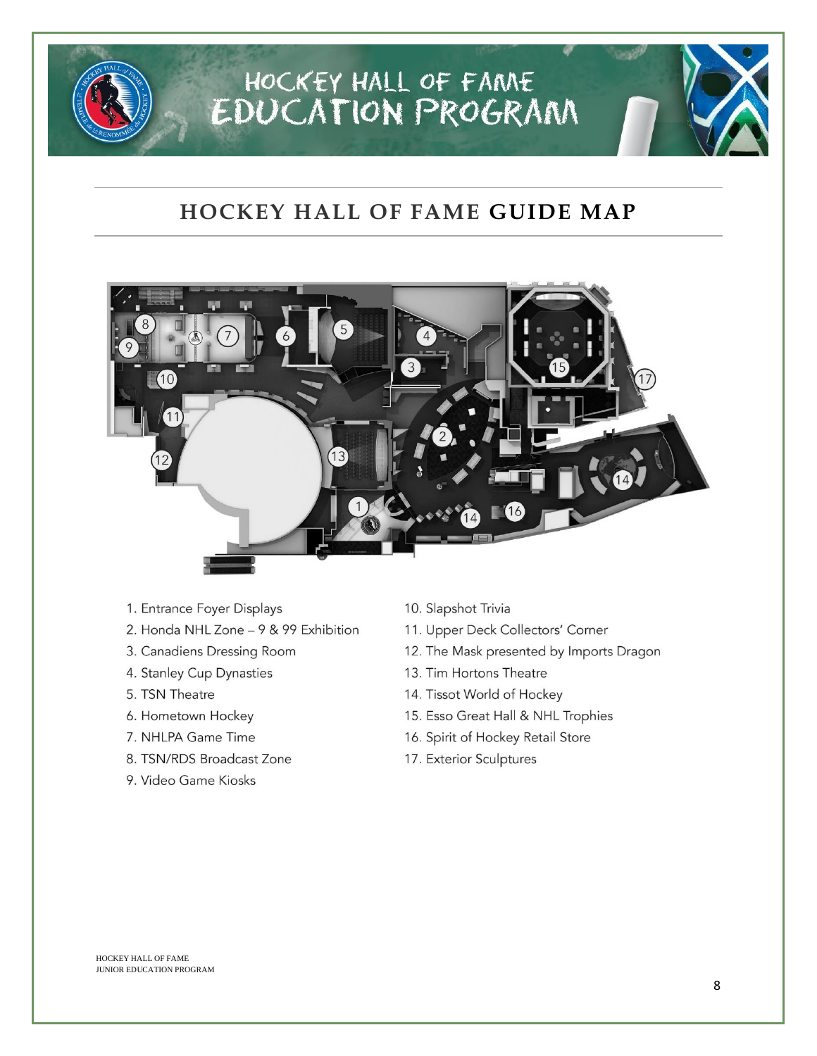# HOCKEY HALL OF FAME EDUCATION PROGRAM

## HOCKEY HALL OF FAME GUIDE MAP

1. Entrance Foyer Displays
2. Honda NHL Zone – 9 & 99 Exhibition
3. Canadiens Dressing Room
4. Stanley Cup Dynasties
5. TSN Theatre
6. Hometown Hockey
7. NHLPA Game Time
8. TSN/RDS Broadcast Zone
9. Video Game Kiosks
10. Slapshot Trivia
11. Upper Deck Collectors' Corner
12. The Mask presented by Imports Dragon
13. Tim Hortons Theatre
14. Tissot World of Hockey
15. Esso Great Hall & NHL Trophies
16. Spirit of Hockey Retail Store
17. Exterior Sculptures